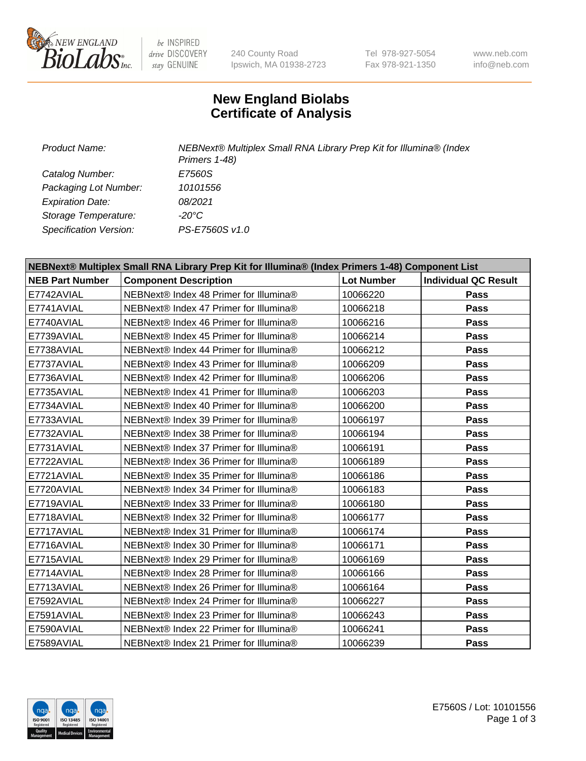be INSPIRED
drive DISCOVERY
stay GENUINE

240 County Road
Ipswich, MA 01938-2723

Tel 978-927-5054
Fax 978-921-1350

www.neb.com
info@neb.com

# New England Biolabs
# Certificate of Analysis

| | |
|---|---|
| *Product Name:* | *NEBNext® Multiplex Small RNA Library Prep Kit for Illumina® (Index Primers 1-48)* |
| *Catalog Number:* | *E7560S* |
| *Packaging Lot Number:* | *10101556* |
| *Expiration Date:* | *08/2021* |
| *Storage Temperature:* | *-20°C* |
| *Specification Version:* | *PS-E7560S v1.0* |

| **NEBNext® Multiplex Small RNA Library Prep Kit for Illumina® (Index Primers 1-48) Component List** | | | |
|---|---|---|---|
| **NEB Part Number** | **Component Description** | **Lot Number** | **Individual QC Result** |
| E7742AVIAL | NEBNext® Index 48 Primer for Illumina® | 10066220 | **Pass** |
| E7741AVIAL | NEBNext® Index 47 Primer for Illumina® | 10066218 | **Pass** |
| E7740AVIAL | NEBNext® Index 46 Primer for Illumina® | 10066216 | **Pass** |
| E7739AVIAL | NEBNext® Index 45 Primer for Illumina® | 10066214 | **Pass** |
| E7738AVIAL | NEBNext® Index 44 Primer for Illumina® | 10066212 | **Pass** |
| E7737AVIAL | NEBNext® Index 43 Primer for Illumina® | 10066209 | **Pass** |
| E7736AVIAL | NEBNext® Index 42 Primer for Illumina® | 10066206 | **Pass** |
| E7735AVIAL | NEBNext® Index 41 Primer for Illumina® | 10066203 | **Pass** |
| E7734AVIAL | NEBNext® Index 40 Primer for Illumina® | 10066200 | **Pass** |
| E7733AVIAL | NEBNext® Index 39 Primer for Illumina® | 10066197 | **Pass** |
| E7732AVIAL | NEBNext® Index 38 Primer for Illumina® | 10066194 | **Pass** |
| E7731AVIAL | NEBNext® Index 37 Primer for Illumina® | 10066191 | **Pass** |
| E7722AVIAL | NEBNext® Index 36 Primer for Illumina® | 10066189 | **Pass** |
| E7721AVIAL | NEBNext® Index 35 Primer for Illumina® | 10066186 | **Pass** |
| E7720AVIAL | NEBNext® Index 34 Primer for Illumina® | 10066183 | **Pass** |
| E7719AVIAL | NEBNext® Index 33 Primer for Illumina® | 10066180 | **Pass** |
| E7718AVIAL | NEBNext® Index 32 Primer for Illumina® | 10066177 | **Pass** |
| E7717AVIAL | NEBNext® Index 31 Primer for Illumina® | 10066174 | **Pass** |
| E7716AVIAL | NEBNext® Index 30 Primer for Illumina® | 10066171 | **Pass** |
| E7715AVIAL | NEBNext® Index 29 Primer for Illumina® | 10066169 | **Pass** |
| E7714AVIAL | NEBNext® Index 28 Primer for Illumina® | 10066166 | **Pass** |
| E7713AVIAL | NEBNext® Index 26 Primer for Illumina® | 10066164 | **Pass** |
| E7592AVIAL | NEBNext® Index 24 Primer for Illumina® | 10066227 | **Pass** |
| E7591AVIAL | NEBNext® Index 23 Primer for Illumina® | 10066243 | **Pass** |
| E7590AVIAL | NEBNext® Index 22 Primer for Illumina® | 10066241 | **Pass** |
| E7589AVIAL | NEBNext® Index 21 Primer for Illumina® | 10066239 | **Pass** |

E7560S / Lot: 10101556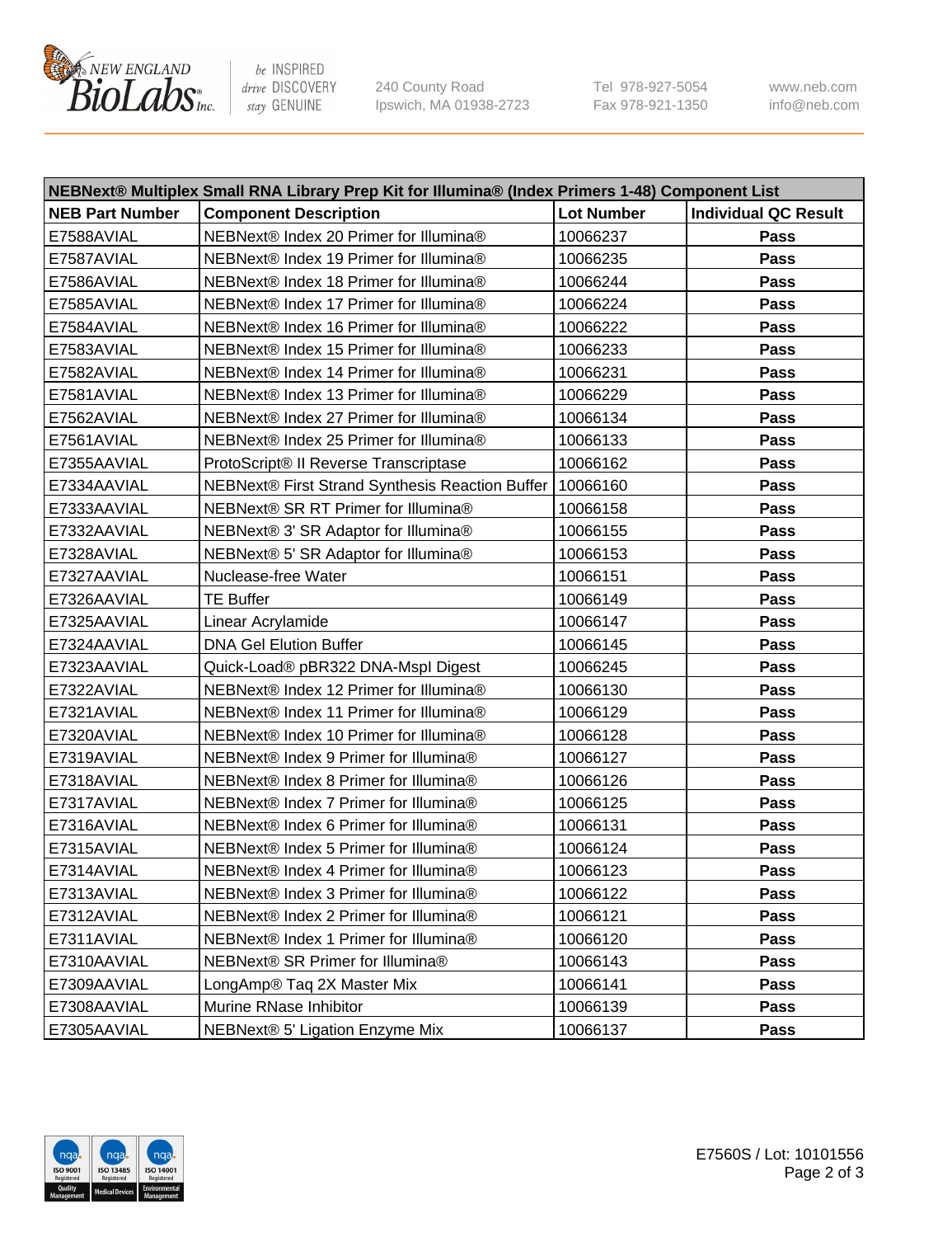| NEBNext® Multiplex Small RNA Library Prep Kit for Illumina® (Index Primers 1-48) Component List | | | |
|---|---|---|---|
| **NEB Part Number** | **Component Description** | **Lot Number** | **Individual QC Result** |
| E7588AVIAL | NEBNext® Index 20 Primer for Illumina® | 10066237 | **Pass** |
| E7587AVIAL | NEBNext® Index 19 Primer for Illumina® | 10066235 | **Pass** |
| E7586AVIAL | NEBNext® Index 18 Primer for Illumina® | 10066244 | **Pass** |
| E7585AVIAL | NEBNext® Index 17 Primer for Illumina® | 10066224 | **Pass** |
| E7584AVIAL | NEBNext® Index 16 Primer for Illumina® | 10066222 | **Pass** |
| E7583AVIAL | NEBNext® Index 15 Primer for Illumina® | 10066233 | **Pass** |
| E7582AVIAL | NEBNext® Index 14 Primer for Illumina® | 10066231 | **Pass** |
| E7581AVIAL | NEBNext® Index 13 Primer for Illumina® | 10066229 | **Pass** |
| E7562AVIAL | NEBNext® Index 27 Primer for Illumina® | 10066134 | **Pass** |
| E7561AVIAL | NEBNext® Index 25 Primer for Illumina® | 10066133 | **Pass** |
| E7355AAVIAL | ProtoScript® II Reverse Transcriptase | 10066162 | **Pass** |
| E7334AAVIAL | NEBNext® First Strand Synthesis Reaction Buffer | 10066160 | **Pass** |
| E7333AAVIAL | NEBNext® SR RT Primer for Illumina® | 10066158 | **Pass** |
| E7332AAVIAL | NEBNext® 3' SR Adaptor for Illumina® | 10066155 | **Pass** |
| E7328AVIAL | NEBNext® 5' SR Adaptor for Illumina® | 10066153 | **Pass** |
| E7327AAVIAL | Nuclease-free Water | 10066151 | **Pass** |
| E7326AAVIAL | TE Buffer | 10066149 | **Pass** |
| E7325AAVIAL | Linear Acrylamide | 10066147 | **Pass** |
| E7324AAVIAL | DNA Gel Elution Buffer | 10066145 | **Pass** |
| E7323AAVIAL | Quick-Load® pBR322 DNA-MspI Digest | 10066245 | **Pass** |
| E7322AVIAL | NEBNext® Index 12 Primer for Illumina® | 10066130 | **Pass** |
| E7321AVIAL | NEBNext® Index 11 Primer for Illumina® | 10066129 | **Pass** |
| E7320AVIAL | NEBNext® Index 10 Primer for Illumina® | 10066128 | **Pass** |
| E7319AVIAL | NEBNext® Index 9 Primer for Illumina® | 10066127 | **Pass** |
| E7318AVIAL | NEBNext® Index 8 Primer for Illumina® | 10066126 | **Pass** |
| E7317AVIAL | NEBNext® Index 7 Primer for Illumina® | 10066125 | **Pass** |
| E7316AVIAL | NEBNext® Index 6 Primer for Illumina® | 10066131 | **Pass** |
| E7315AVIAL | NEBNext® Index 5 Primer for Illumina® | 10066124 | **Pass** |
| E7314AVIAL | NEBNext® Index 4 Primer for Illumina® | 10066123 | **Pass** |
| E7313AVIAL | NEBNext® Index 3 Primer for Illumina® | 10066122 | **Pass** |
| E7312AVIAL | NEBNext® Index 2 Primer for Illumina® | 10066121 | **Pass** |
| E7311AVIAL | NEBNext® Index 1 Primer for Illumina® | 10066120 | **Pass** |
| E7310AAVIAL | NEBNext® SR Primer for Illumina® | 10066143 | **Pass** |
| E7309AAVIAL | LongAmp® Taq 2X Master Mix | 10066141 | **Pass** |
| E7308AAVIAL | Murine RNase Inhibitor | 10066139 | **Pass** |
| E7305AAVIAL | NEBNext® 5' Ligation Enzyme Mix | 10066137 | **Pass** |

E7560S / Lot: 10101556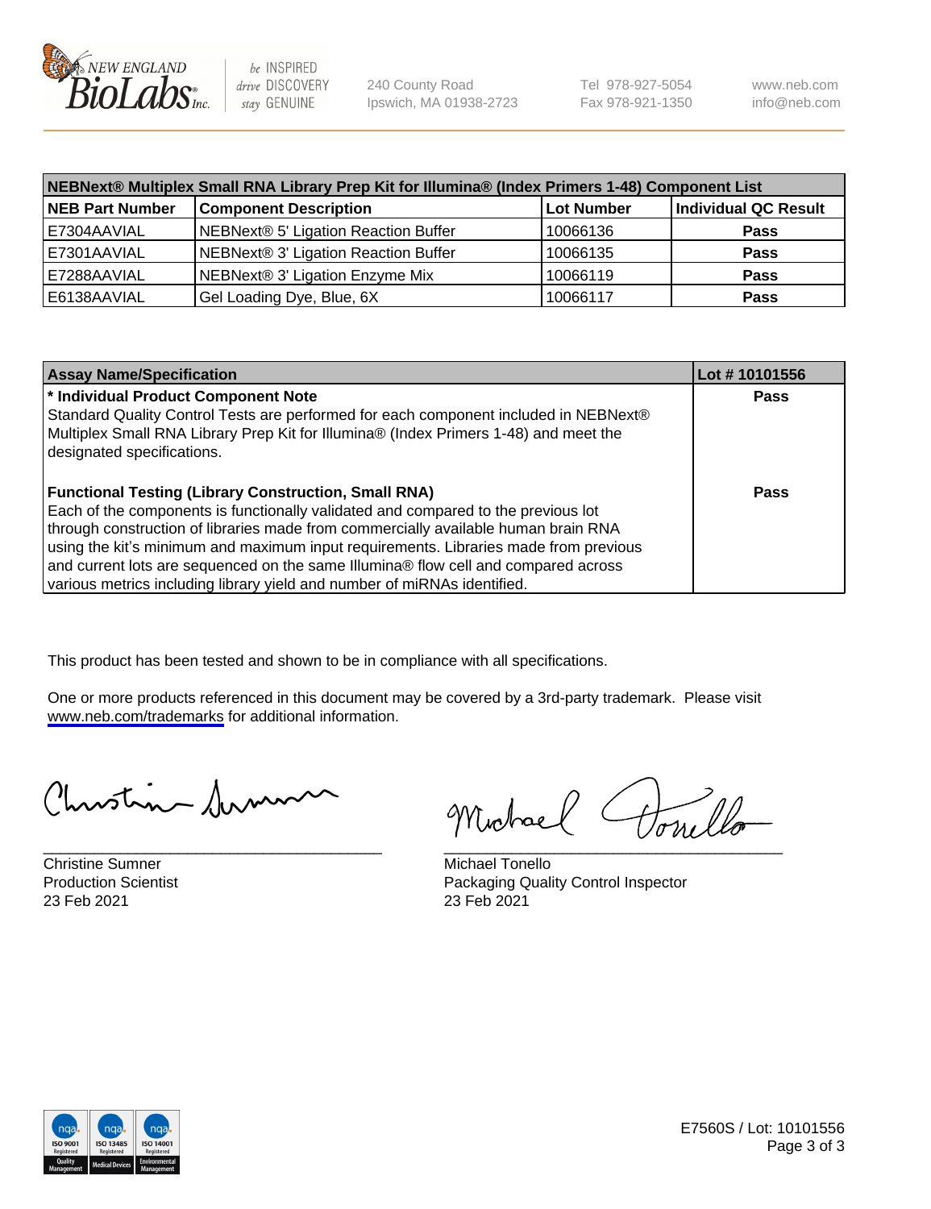240 County Road
Ipswich, MA 01938-2723

Tel 978-927-5054
Fax 978-921-1350

www.neb.com
info@neb.com

| NEBNext® Multiplex Small RNA Library Prep Kit for Illumina® (Index Primers 1-48) Component List | | | |
|---|---|---|---|
| **NEB Part Number** | **Component Description** | **Lot Number** | **Individual QC Result** |
| E7304AAVIAL | NEBNext® 5' Ligation Reaction Buffer | 10066136 | **Pass** |
| E7301AAVIAL | NEBNext® 3' Ligation Reaction Buffer | 10066135 | **Pass** |
| E7288AAVIAL | NEBNext® 3' Ligation Enzyme Mix | 10066119 | **Pass** |
| E6138AAVIAL | Gel Loading Dye, Blue, 6X | 10066117 | **Pass** |

| Assay Name/Specification | Lot # 10101556 |
|---|---|
| **\* Individual Product Component Note**<br>Standard Quality Control Tests are performed for each component included in NEBNext® Multiplex Small RNA Library Prep Kit for Illumina® (Index Primers 1-48) and meet the designated specifications. | **Pass** |
| **Functional Testing (Library Construction, Small RNA)**<br>Each of the components is functionally validated and compared to the previous lot through construction of libraries made from commercially available human brain RNA using the kit's minimum and maximum input requirements. Libraries made from previous and current lots are sequenced on the same Illumina® flow cell and compared across various metrics including library yield and number of miRNAs identified. | **Pass** |

This product has been tested and shown to be in compliance with all specifications.

One or more products referenced in this document may be covered by a 3rd-party trademark. Please visit www.neb.com/trademarks for additional information.

Christine Sumner
Production Scientist
23 Feb 2021

Michael Tonello
Packaging Quality Control Inspector
23 Feb 2021

E7560S / Lot: 10101556